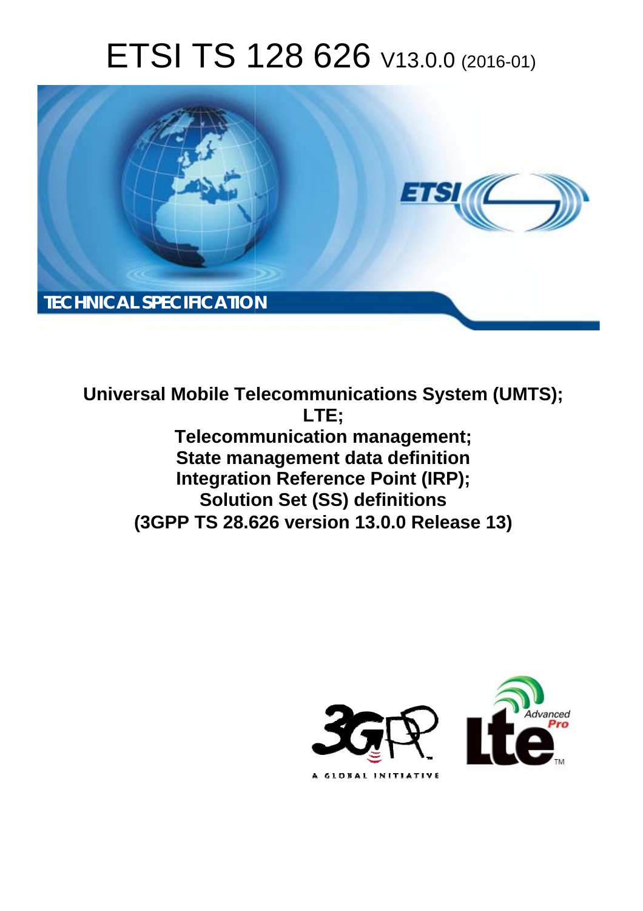# ETSI TS 128 626 V13.0.0 (2016-01)

TECHNICAL SPECIFICATION

**Universal Mobile Telecommunications System (UMTS); LTE; Telecommunication management; State management data definition Integration Reference Point (IRP); Solution Set (SS) definitions (3GPP TS 28.626 version 13.0.0 Release 13)**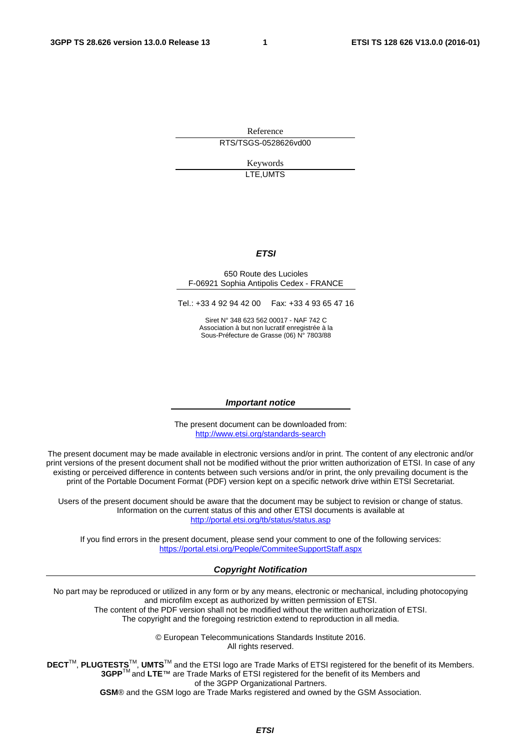Reference

RTS/TSGS-0528626vd00

Keywords

LTE,UMTS

***ETSI***

650 Route des Lucioles
F-06921 Sophia Antipolis Cedex - FRANCE

Tel.: +33 4 92 94 42 00   Fax: +33 4 93 65 47 16

Siret N° 348 623 562 00017 - NAF 742 C
Association à but non lucratif enregistrée à la
Sous-Préfecture de Grasse (06) N° 7803/88

***Important notice***

The present document can be downloaded from:
http://www.etsi.org/standards-search

The present document may be made available in electronic versions and/or in print. The content of any electronic and/or print versions of the present document shall not be modified without the prior written authorization of ETSI. In case of any existing or perceived difference in contents between such versions and/or in print, the only prevailing document is the print of the Portable Document Format (PDF) version kept on a specific network drive within ETSI Secretariat.

Users of the present document should be aware that the document may be subject to revision or change of status. Information on the current status of this and other ETSI documents is available at
http://portal.etsi.org/tb/status/status.asp

If you find errors in the present document, please send your comment to one of the following services:
https://portal.etsi.org/People/CommiteeSupportStaff.aspx

***Copyright Notification***

No part may be reproduced or utilized in any form or by any means, electronic or mechanical, including photocopying and microfilm except as authorized by written permission of ETSI.
The content of the PDF version shall not be modified without the written authorization of ETSI.
The copyright and the foregoing restriction extend to reproduction in all media.

© European Telecommunications Standards Institute 2016.
All rights reserved.

**DECT**™, **PLUGTESTS**™, **UMTS**™ and the ETSI logo are Trade Marks of ETSI registered for the benefit of its Members.
**3GPP**™ and **LTE**™ are Trade Marks of ETSI registered for the benefit of its Members and of the 3GPP Organizational Partners.
**GSM**® and the GSM logo are Trade Marks registered and owned by the GSM Association.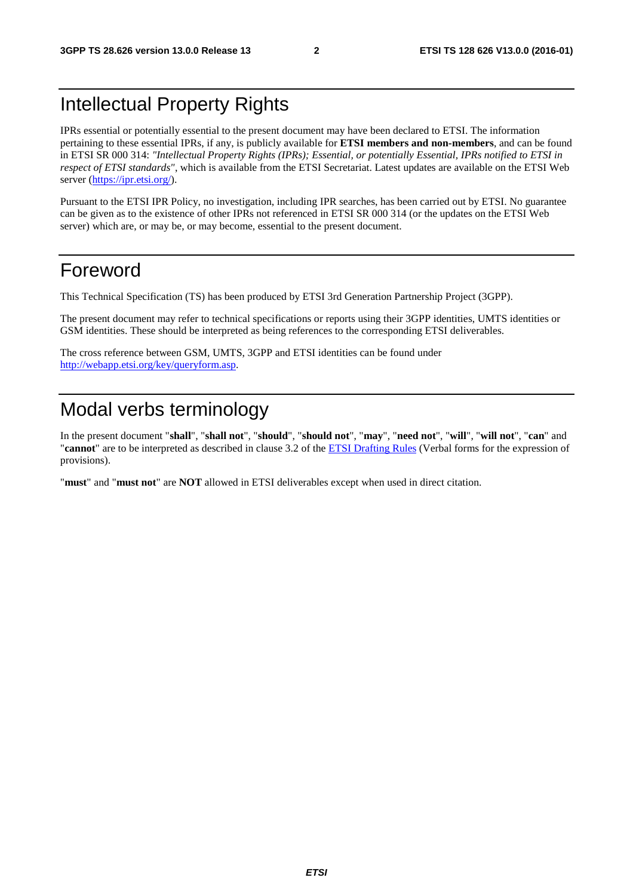# Intellectual Property Rights

IPRs essential or potentially essential to the present document may have been declared to ETSI. The information pertaining to these essential IPRs, if any, is publicly available for **ETSI members and non-members**, and can be found in ETSI SR 000 314: *"Intellectual Property Rights (IPRs); Essential, or potentially Essential, IPRs notified to ETSI in respect of ETSI standards"*, which is available from the ETSI Secretariat. Latest updates are available on the ETSI Web server (https://ipr.etsi.org/).

Pursuant to the ETSI IPR Policy, no investigation, including IPR searches, has been carried out by ETSI. No guarantee can be given as to the existence of other IPRs not referenced in ETSI SR 000 314 (or the updates on the ETSI Web server) which are, or may be, or may become, essential to the present document.

# Foreword

This Technical Specification (TS) has been produced by ETSI 3rd Generation Partnership Project (3GPP).

The present document may refer to technical specifications or reports using their 3GPP identities, UMTS identities or GSM identities. These should be interpreted as being references to the corresponding ETSI deliverables.

The cross reference between GSM, UMTS, 3GPP and ETSI identities can be found under http://webapp.etsi.org/key/queryform.asp.

# Modal verbs terminology

In the present document "**shall**", "**shall not**", "**should**", "**should not**", "**may**", "**need not**", "**will**", "**will not**", "**can**" and "**cannot**" are to be interpreted as described in clause 3.2 of the ETSI Drafting Rules (Verbal forms for the expression of provisions).

"**must**" and "**must not**" are **NOT** allowed in ETSI deliverables except when used in direct citation.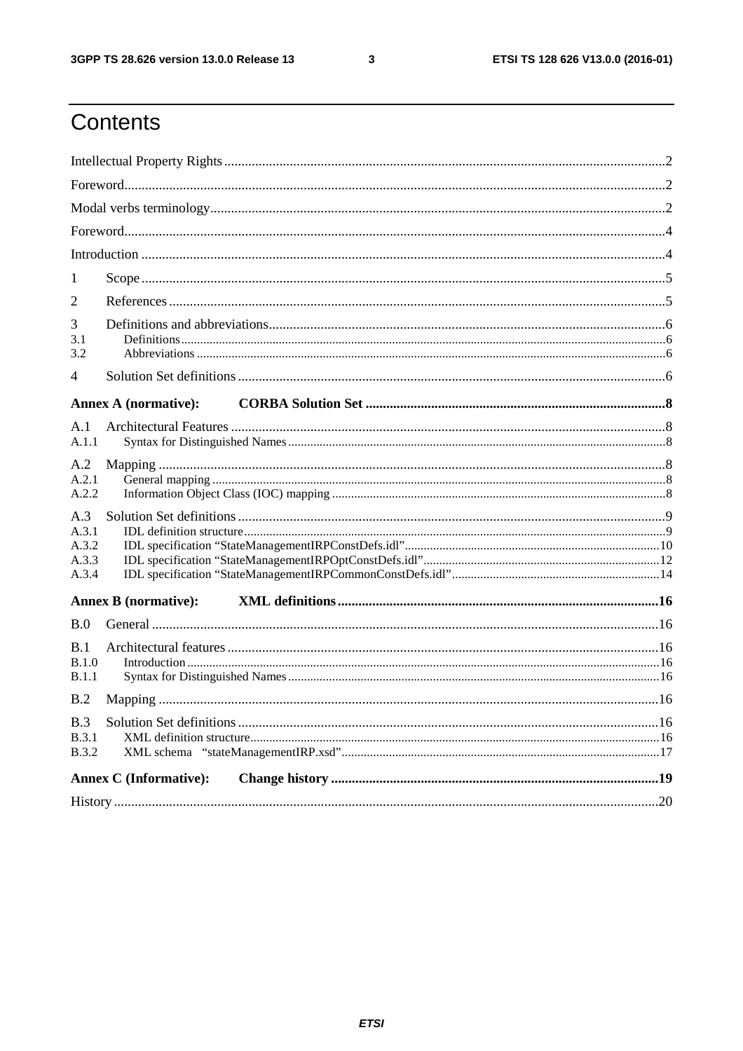# Contents

Intellectual Property Rights ..... 2

Foreword ..... 2

Modal verbs terminology ..... 2

Foreword ..... 4

Introduction ..... 4

1 Scope ..... 5

2 References ..... 5

3 Definitions and abbreviations ..... 6

3.1 Definitions ..... 6

3.2 Abbreviations ..... 6

4 Solution Set definitions ..... 6

**Annex A (normative): CORBA Solution Set ..... 8**

A.1 Architectural Features ..... 8

A.1.1 Syntax for Distinguished Names ..... 8

A.2 Mapping ..... 8

A.2.1 General mapping ..... 8

A.2.2 Information Object Class (IOC) mapping ..... 8

A.3 Solution Set definitions ..... 9

A.3.1 IDL definition structure ..... 9

A.3.2 IDL specification “StateManagementIRPConstDefs.idl” ..... 10

A.3.3 IDL specification “StateManagementIRPOptConstDefs.idl” ..... 12

A.3.4 IDL specification “StateManagementIRPCommonConstDefs.idl” ..... 14

**Annex B (normative): XML definitions ..... 16**

B.0 General ..... 16

B.1 Architectural features ..... 16

B.1.0 Introduction ..... 16

B.1.1 Syntax for Distinguished Names ..... 16

B.2 Mapping ..... 16

B.3 Solution Set definitions ..... 16

B.3.1 XML definition structure ..... 16

B.3.2 XML schema “stateManagementIRP.xsd” ..... 17

**Annex C (Informative): Change history ..... 19**

History ..... 20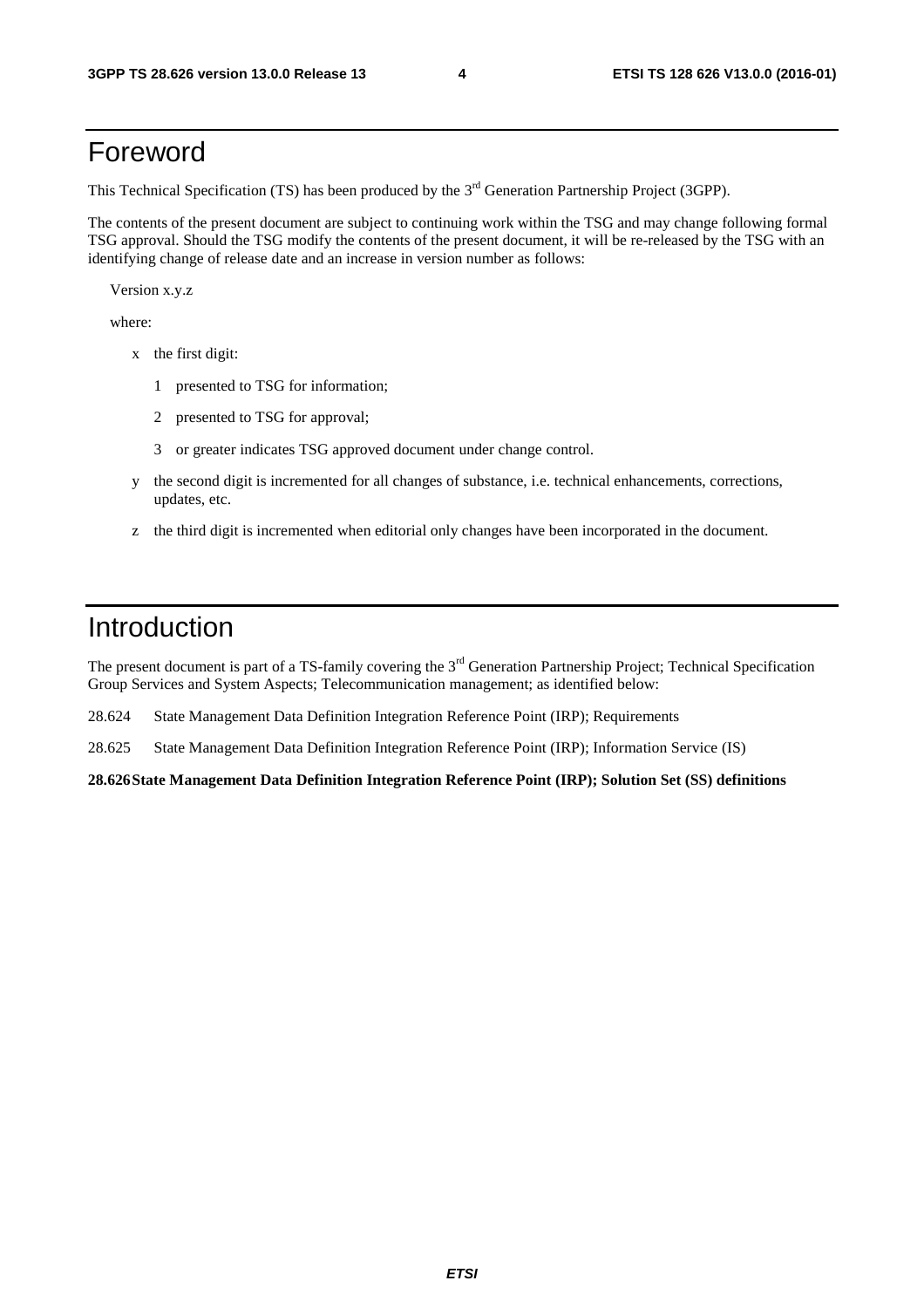# Foreword

This Technical Specification (TS) has been produced by the 3rd Generation Partnership Project (3GPP).

The contents of the present document are subject to continuing work within the TSG and may change following formal TSG approval. Should the TSG modify the contents of the present document, it will be re-released by the TSG with an identifying change of release date and an increase in version number as follows:

Version x.y.z

where:

- x the first digit:
  - 1 presented to TSG for information;
  - 2 presented to TSG for approval;
  - 3 or greater indicates TSG approved document under change control.
- y the second digit is incremented for all changes of substance, i.e. technical enhancements, corrections, updates, etc.
- z the third digit is incremented when editorial only changes have been incorporated in the document.

# Introduction

The present document is part of a TS-family covering the 3rd Generation Partnership Project; Technical Specification Group Services and System Aspects; Telecommunication management; as identified below:

28.624 State Management Data Definition Integration Reference Point (IRP); Requirements

28.625 State Management Data Definition Integration Reference Point (IRP); Information Service (IS)

**28.626 State Management Data Definition Integration Reference Point (IRP); Solution Set (SS) definitions**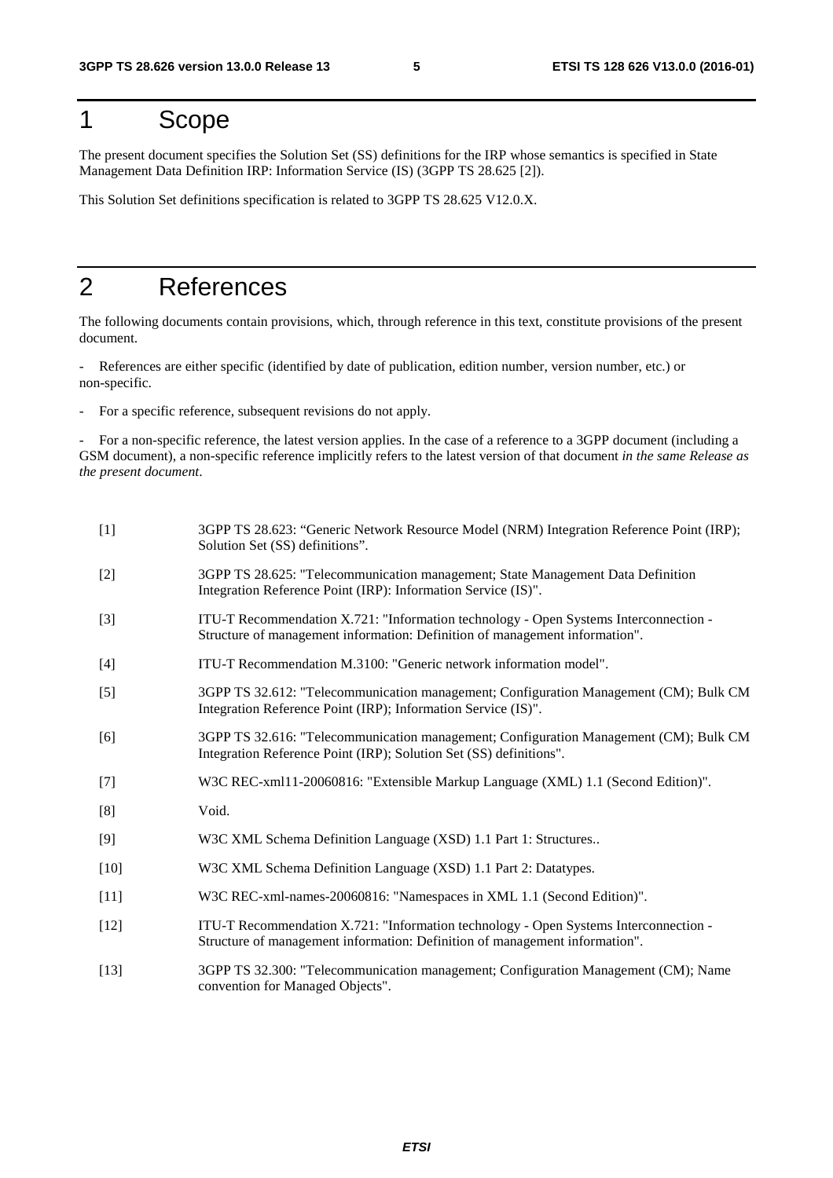# 1 Scope

The present document specifies the Solution Set (SS) definitions for the IRP whose semantics is specified in State Management Data Definition IRP: Information Service (IS) (3GPP TS 28.625 [2]).

This Solution Set definitions specification is related to 3GPP TS 28.625 V12.0.X.

# 2 References

The following documents contain provisions, which, through reference in this text, constitute provisions of the present document.

- References are either specific (identified by date of publication, edition number, version number, etc.) or non-specific.

- For a specific reference, subsequent revisions do not apply.

- For a non-specific reference, the latest version applies. In the case of a reference to a 3GPP document (including a GSM document), a non-specific reference implicitly refers to the latest version of that document *in the same Release as the present document*.

[1] 3GPP TS 28.623: “Generic Network Resource Model (NRM) Integration Reference Point (IRP); Solution Set (SS) definitions”.

[2] 3GPP TS 28.625: "Telecommunication management; State Management Data Definition Integration Reference Point (IRP): Information Service (IS)".

[3] ITU-T Recommendation X.721: "Information technology - Open Systems Interconnection - Structure of management information: Definition of management information".

[4] ITU-T Recommendation M.3100: "Generic network information model".

[5] 3GPP TS 32.612: "Telecommunication management; Configuration Management (CM); Bulk CM Integration Reference Point (IRP); Information Service (IS)".

[6] 3GPP TS 32.616: "Telecommunication management; Configuration Management (CM); Bulk CM Integration Reference Point (IRP); Solution Set (SS) definitions".

[7] W3C REC-xml11-20060816: "Extensible Markup Language (XML) 1.1 (Second Edition)".

[8] Void.

[9] W3C XML Schema Definition Language (XSD) 1.1 Part 1: Structures..

[10] W3C XML Schema Definition Language (XSD) 1.1 Part 2: Datatypes.

[11] W3C REC-xml-names-20060816: "Namespaces in XML 1.1 (Second Edition)".

[12] ITU-T Recommendation X.721: "Information technology - Open Systems Interconnection - Structure of management information: Definition of management information".

[13] 3GPP TS 32.300: "Telecommunication management; Configuration Management (CM); Name convention for Managed Objects".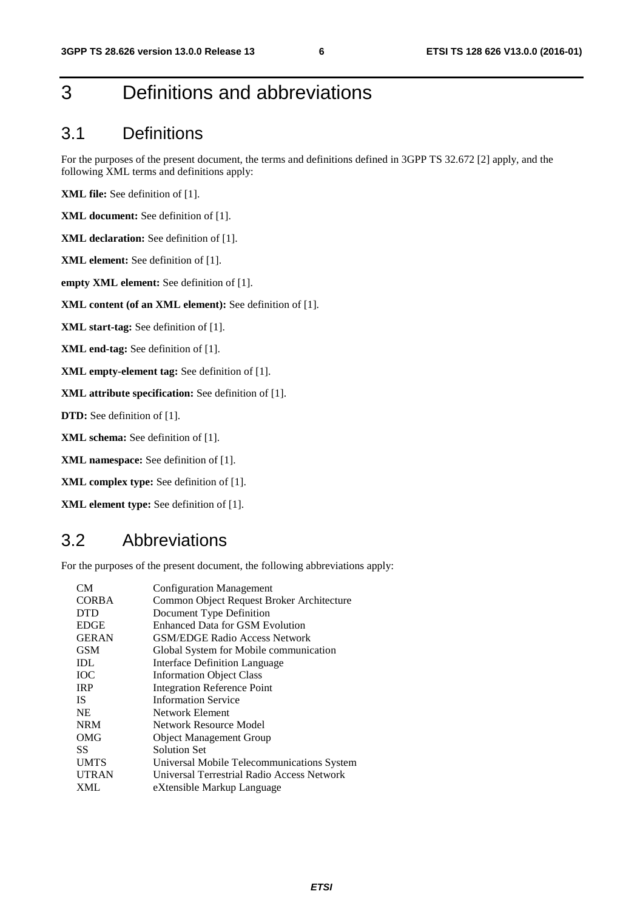# 3 Definitions and abbreviations

## 3.1 Definitions

For the purposes of the present document, the terms and definitions defined in 3GPP TS 32.672 [2] apply, and the following XML terms and definitions apply:

**XML file:** See definition of [1].

**XML document:** See definition of [1].

**XML declaration:** See definition of [1].

**XML element:** See definition of [1].

**empty XML element:** See definition of [1].

**XML content (of an XML element):** See definition of [1].

**XML start-tag:** See definition of [1].

**XML end-tag:** See definition of [1].

**XML empty-element tag:** See definition of [1].

**XML attribute specification:** See definition of [1].

**DTD:** See definition of [1].

**XML schema:** See definition of [1].

**XML namespace:** See definition of [1].

**XML complex type:** See definition of [1].

**XML element type:** See definition of [1].

## 3.2 Abbreviations

For the purposes of the present document, the following abbreviations apply:

| | |
|---|---|
| CM | Configuration Management |
| CORBA | Common Object Request Broker Architecture |
| DTD | Document Type Definition |
| EDGE | Enhanced Data for GSM Evolution |
| GERAN | GSM/EDGE Radio Access Network |
| GSM | Global System for Mobile communication |
| IDL | Interface Definition Language |
| IOC | Information Object Class |
| IRP | Integration Reference Point |
| IS | Information Service |
| NE | Network Element |
| NRM | Network Resource Model |
| OMG | Object Management Group |
| SS | Solution Set |
| UMTS | Universal Mobile Telecommunications System |
| UTRAN | Universal Terrestrial Radio Access Network |
| XML | eXtensible Markup Language |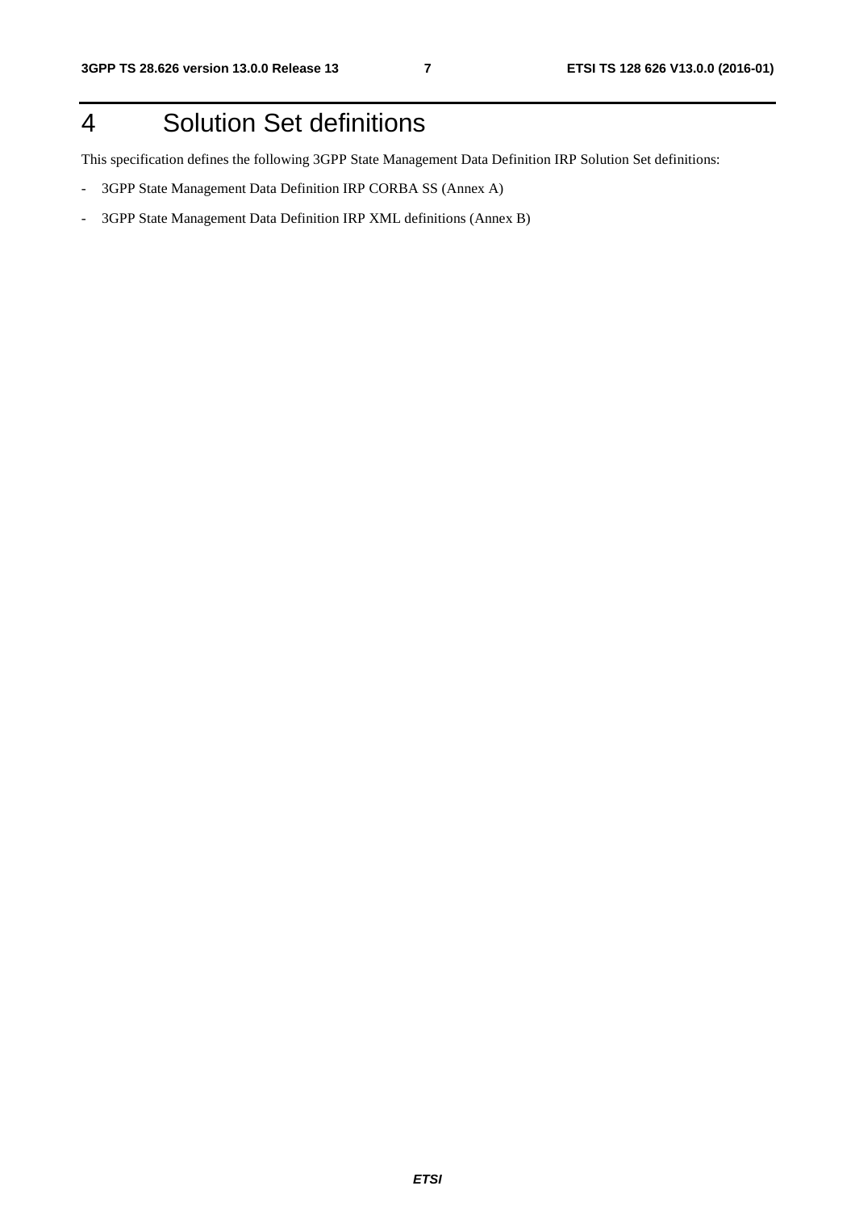# 4 Solution Set definitions

This specification defines the following 3GPP State Management Data Definition IRP Solution Set definitions:

- 3GPP State Management Data Definition IRP CORBA SS (Annex A)
- 3GPP State Management Data Definition IRP XML definitions (Annex B)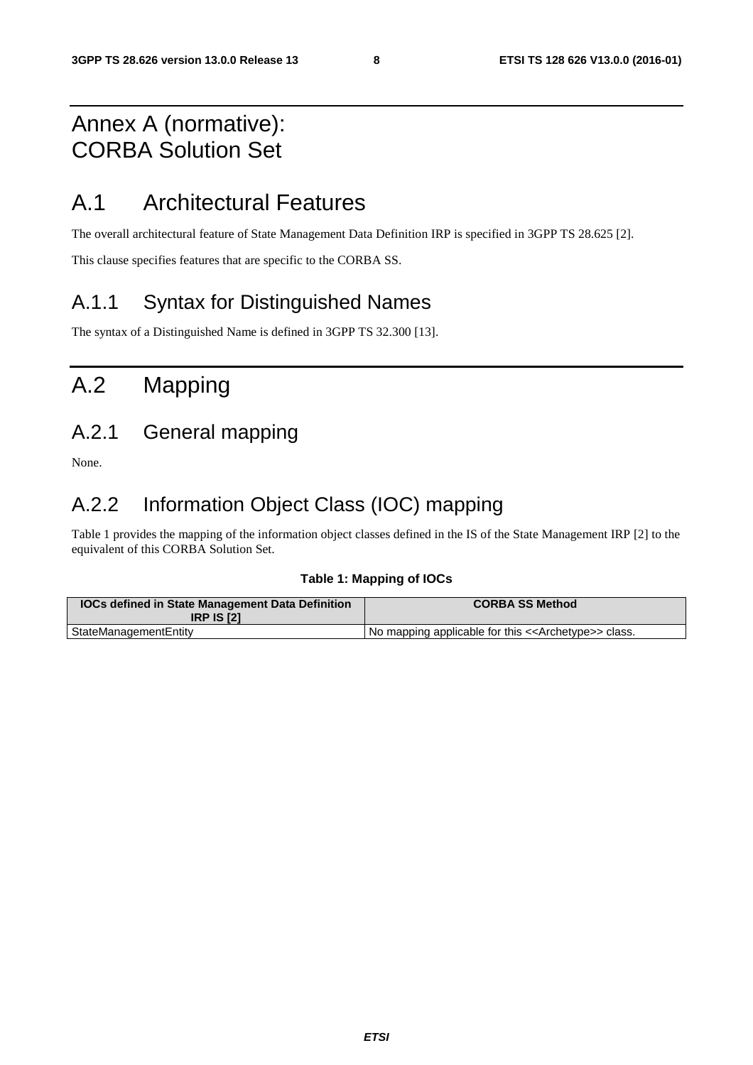# Annex A (normative): CORBA Solution Set

## A.1 Architectural Features

The overall architectural feature of State Management Data Definition IRP is specified in 3GPP TS 28.625 [2].

This clause specifies features that are specific to the CORBA SS.

### A.1.1 Syntax for Distinguished Names

The syntax of a Distinguished Name is defined in 3GPP TS 32.300 [13].

## A.2 Mapping

### A.2.1 General mapping

None.

### A.2.2 Information Object Class (IOC) mapping

Table 1 provides the mapping of the information object classes defined in the IS of the State Management IRP [2] to the equivalent of this CORBA Solution Set.

**Table 1: Mapping of IOCs**

| IOCs defined in State Management Data Definition IRP IS [2] | CORBA SS Method |
|---|---|
| StateManagementEntity | No mapping applicable for this <<Archetype>> class. |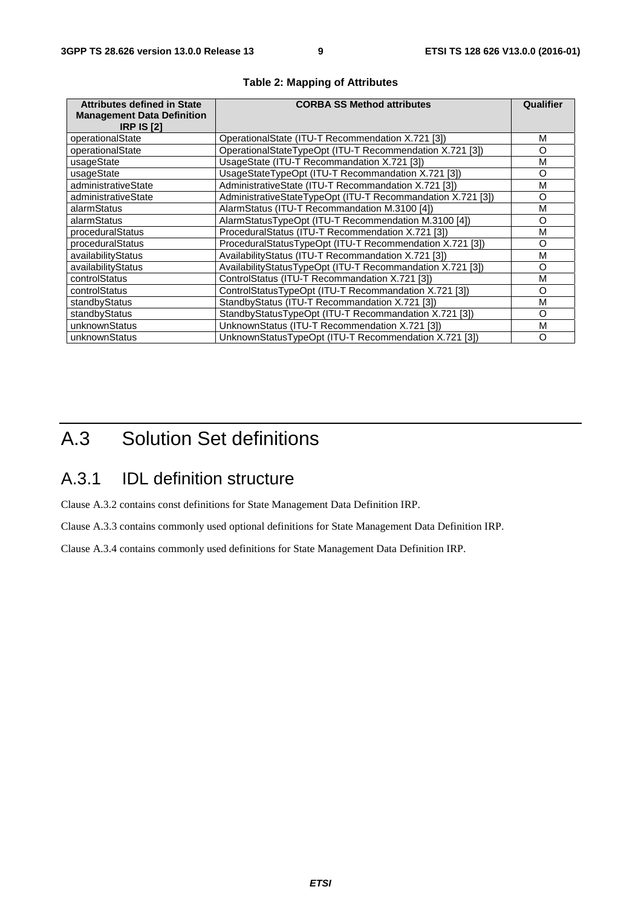**Table 2: Mapping of Attributes**

| Attributes defined in State Management Data Definition IRP IS [2] | CORBA SS Method attributes | Qualifier |
| --- | --- | --- |
| operationalState | OperationalState (ITU-T Recommendation X.721 [3]) | M |
| operationalState | OperationalStateTypeOpt (ITU-T Recommendation X.721 [3]) | O |
| usageState | UsageState (ITU-T Recommandation X.721 [3]) | M |
| usageState | UsageStateTypeOpt (ITU-T Recommandation X.721 [3]) | O |
| administrativeState | AdministrativeState (ITU-T Recommandation X.721 [3]) | M |
| administrativeState | AdministrativeStateTypeOpt (ITU-T Recommandation X.721 [3]) | O |
| alarmStatus | AlarmStatus (ITU-T Recommandation M.3100 [4]) | M |
| alarmStatus | AlarmStatusTypeOpt (ITU-T Recommendation M.3100 [4]) | O |
| proceduralStatus | ProceduralStatus (ITU-T Recommandation X.721 [3]) | M |
| proceduralStatus | ProceduralStatusTypeOpt (ITU-T Recommandation X.721 [3]) | O |
| availabilityStatus | AvailabilityStatus (ITU-T Recommandation X.721 [3]) | M |
| availabilityStatus | AvailabilityStatusTypeOpt (ITU-T Recommandation X.721 [3]) | O |
| controlStatus | ControlStatus (ITU-T Recommandation X.721 [3]) | M |
| controlStatus | ControlStatusTypeOpt (ITU-T Recommandation X.721 [3]) | O |
| standbyStatus | StandbyStatus (ITU-T Recommandation X.721 [3]) | M |
| standbyStatus | StandbyStatusTypeOpt (ITU-T Recommandation X.721 [3]) | O |
| unknownStatus | UnknownStatus (ITU-T Recommandation X.721 [3]) | M |
| unknownStatus | UnknownStatusTypeOpt (ITU-T Recommendation X.721 [3]) | O |

# A.3 Solution Set definitions

## A.3.1 IDL definition structure

Clause A.3.2 contains const definitions for State Management Data Definition IRP.

Clause A.3.3 contains commonly used optional definitions for State Management Data Definition IRP.

Clause A.3.4 contains commonly used definitions for State Management Data Definition IRP.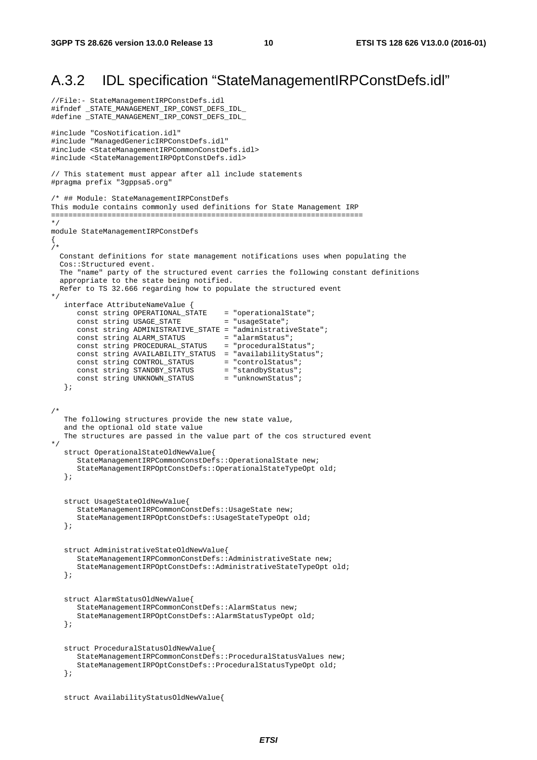## A.3.2 IDL specification "StateManagementIRPConstDefs.idl"

```
//File:- StateManagementIRPConstDefs.idl
#ifndef _STATE_MANAGEMENT_IRP_CONST_DEFS_IDL_
#define _STATE_MANAGEMENT_IRP_CONST_DEFS_IDL_

#include "CosNotification.idl"
#include "ManagedGenericIRPConstDefs.idl"
#include <StateManagementIRPCommonConstDefs.idl>
#include <StateManagementIRPOptConstDefs.idl>

// This statement must appear after all include statements
#pragma prefix "3gppsa5.org"

/* ## Module: StateManagementIRPConstDefs
This module contains commonly used definitions for State Management IRP
=======================================================================
*/
module StateManagementIRPConstDefs
{
/*
  Constant definitions for state management notifications uses when populating the
  Cos::Structured event.
  The "name" party of the structured event carries the following constant definitions
  appropriate to the state being notified.
  Refer to TS 32.666 regarding how to populate the structured event
*/
   interface AttributeNameValue {
      const string OPERATIONAL_STATE    = "operationalState";
      const string USAGE_STATE          = "usageState";
      const string ADMINISTRATIVE_STATE = "administrativeState";
      const string ALARM_STATUS         = "alarmStatus";
      const string PROCEDURAL_STATUS    = "proceduralStatus";
      const string AVAILABILITY_STATUS  = "availabilityStatus";
      const string CONTROL_STATUS       = "controlStatus";
      const string STANDBY_STATUS       = "standbyStatus";
      const string UNKNOWN_STATUS       = "unknownStatus";
   };


/*
   The following structures provide the new state value,
   and the optional old state value
   The structures are passed in the value part of the cos structured event
*/
   struct OperationalStateOldNewValue{
      StateManagementIRPCommonConstDefs::OperationalState new;
      StateManagementIRPOptConstDefs::OperationalStateTypeOpt old;
   };


   struct UsageStateOldNewValue{
      StateManagementIRPCommonConstDefs::UsageState new;
      StateManagementIRPOptConstDefs::UsageStateTypeOpt old;
   };


   struct AdministrativeStateOldNewValue{
      StateManagementIRPCommonConstDefs::AdministrativeState new;
      StateManagementIRPOptConstDefs::AdministrativeStateTypeOpt old;
   };


   struct AlarmStatusOldNewValue{
      StateManagementIRPCommonConstDefs::AlarmStatus new;
      StateManagementIRPOptConstDefs::AlarmStatusTypeOpt old;
   };


   struct ProceduralStatusOldNewValue{
      StateManagementIRPCommonConstDefs::ProceduralStatusValues new;
      StateManagementIRPOptConstDefs::ProceduralStatusTypeOpt old;
   };


   struct AvailabilityStatusOldNewValue{
```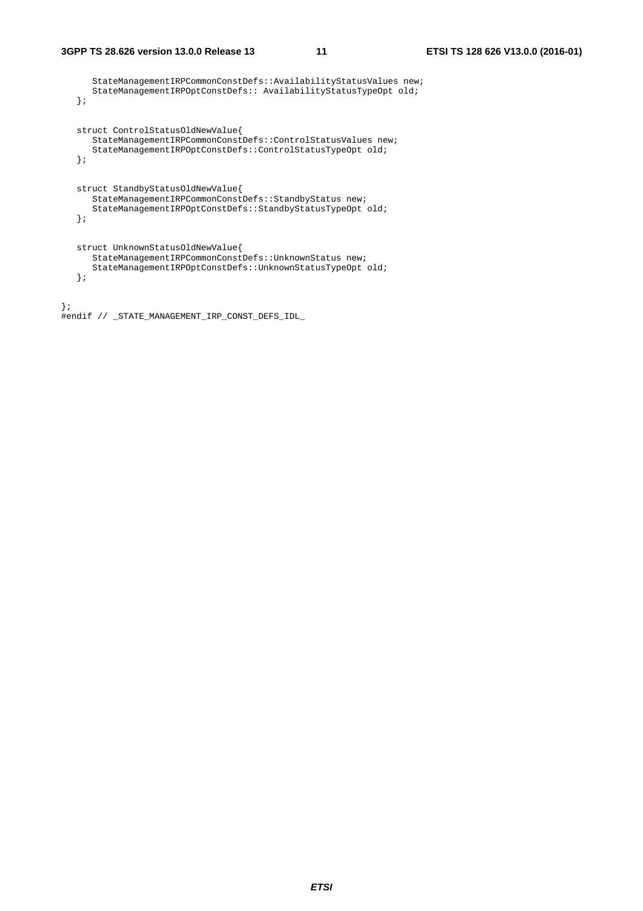```
      StateManagementIRPCommonConstDefs::AvailabilityStatusValues new;
      StateManagementIRPOptConstDefs:: AvailabilityStatusTypeOpt old;
   };


   struct ControlStatusOldNewValue{
      StateManagementIRPCommonConstDefs::ControlStatusValues new;
      StateManagementIRPOptConstDefs::ControlStatusTypeOpt old;
   };


   struct StandbyStatusOldNewValue{
      StateManagementIRPCommonConstDefs::StandbyStatus new;
      StateManagementIRPOptConstDefs::StandbyStatusTypeOpt old;
   };


   struct UnknownStatusOldNewValue{
      StateManagementIRPCommonConstDefs::UnknownStatus new;
      StateManagementIRPOptConstDefs::UnknownStatusTypeOpt old;
   };


};
#endif // _STATE_MANAGEMENT_IRP_CONST_DEFS_IDL_
```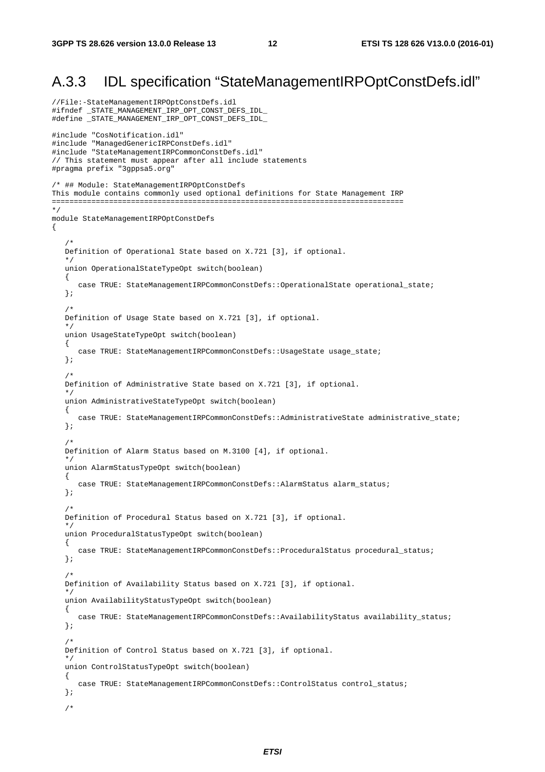## A.3.3 IDL specification "StateManagementIRPOptConstDefs.idl"

```
//File:-StateManagementIRPOptConstDefs.idl
#ifndef _STATE_MANAGEMENT_IRP_OPT_CONST_DEFS_IDL_
#define _STATE_MANAGEMENT_IRP_OPT_CONST_DEFS_IDL_

#include "CosNotification.idl"
#include "ManagedGenericIRPConstDefs.idl"
#include "StateManagementIRPCommonConstDefs.idl"
// This statement must appear after all include statements
#pragma prefix "3gppsa5.org"

/* ## Module: StateManagementIRPOptConstDefs
This module contains commonly used optional definitions for State Management IRP
================================================================================
*/
module StateManagementIRPOptConstDefs
{

   /*
   Definition of Operational State based on X.721 [3], if optional.
   */
   union OperationalStateTypeOpt switch(boolean)
   {
      case TRUE: StateManagementIRPCommonConstDefs::OperationalState operational_state;
   };

   /*
   Definition of Usage State based on X.721 [3], if optional.
   */
   union UsageStateTypeOpt switch(boolean)
   {
      case TRUE: StateManagementIRPCommonConstDefs::UsageState usage_state;
   };

   /*
   Definition of Administrative State based on X.721 [3], if optional.
   */
   union AdministrativeStateTypeOpt switch(boolean)
   {
      case TRUE: StateManagementIRPCommonConstDefs::AdministrativeState administrative_state;
   };

   /*
   Definition of Alarm Status based on M.3100 [4], if optional.
   */
   union AlarmStatusTypeOpt switch(boolean)
   {
      case TRUE: StateManagementIRPCommonConstDefs::AlarmStatus alarm_status;
   };

   /*
   Definition of Procedural Status based on X.721 [3], if optional.
   */
   union ProceduralStatusTypeOpt switch(boolean)
   {
      case TRUE: StateManagementIRPCommonConstDefs::ProceduralStatus procedural_status;
   };

   /*
   Definition of Availability Status based on X.721 [3], if optional.
   */
   union AvailabilityStatusTypeOpt switch(boolean)
   {
      case TRUE: StateManagementIRPCommonConstDefs::AvailabilityStatus availability_status;
   };

   /*
   Definition of Control Status based on X.721 [3], if optional.
   */
   union ControlStatusTypeOpt switch(boolean)
   {
      case TRUE: StateManagementIRPCommonConstDefs::ControlStatus control_status;
   };

   /*
```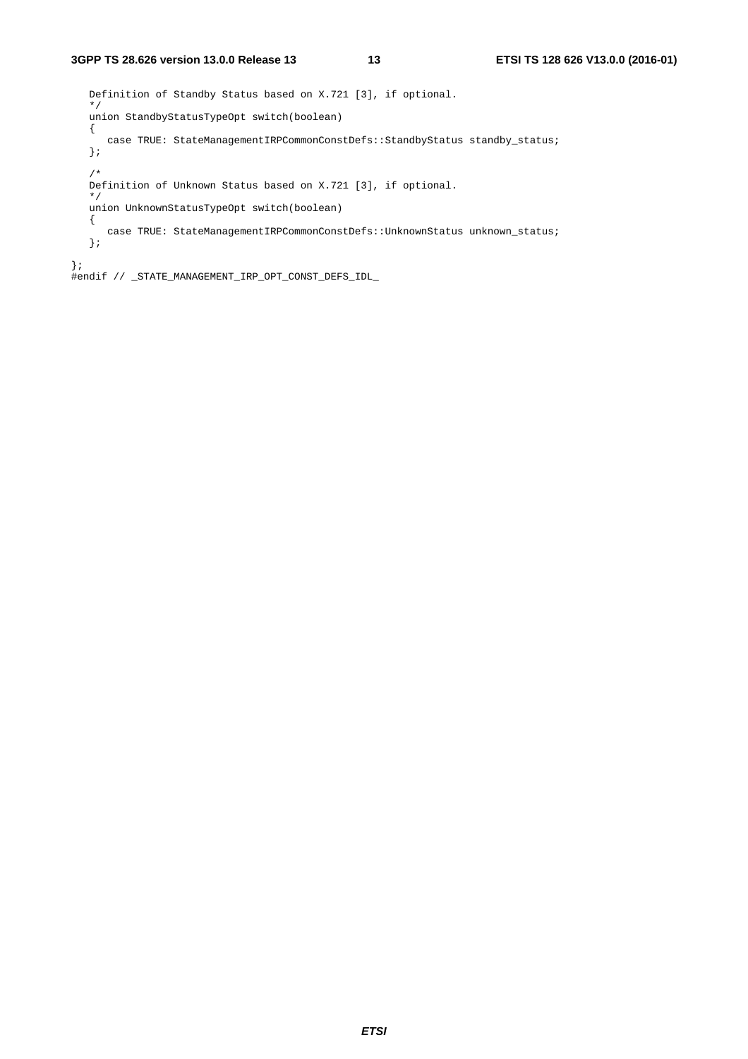```
   Definition of Standby Status based on X.721 [3], if optional.
   */
   union StandbyStatusTypeOpt switch(boolean)
   {
      case TRUE: StateManagementIRPCommonConstDefs::StandbyStatus standby_status;
   };

   /*
   Definition of Unknown Status based on X.721 [3], if optional.
   */
   union UnknownStatusTypeOpt switch(boolean)
   {
      case TRUE: StateManagementIRPCommonConstDefs::UnknownStatus unknown_status;
   };

};
#endif // _STATE_MANAGEMENT_IRP_OPT_CONST_DEFS_IDL_
```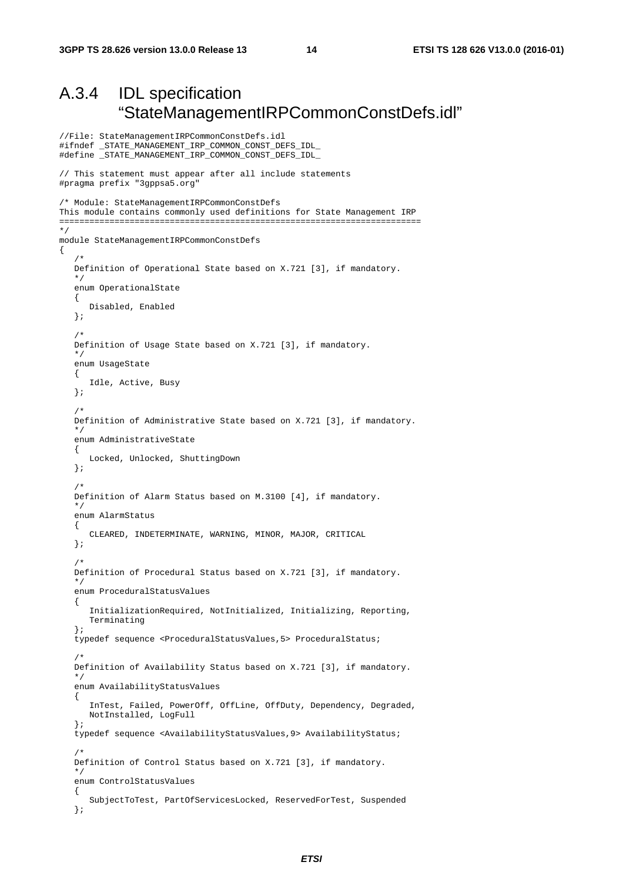## A.3.4 IDL specification "StateManagementIRPCommonConstDefs.idl"

```
//File: StateManagementIRPCommonConstDefs.idl
#ifndef _STATE_MANAGEMENT_IRP_COMMON_CONST_DEFS_IDL_
#define _STATE_MANAGEMENT_IRP_COMMON_CONST_DEFS_IDL_

// This statement must appear after all include statements
#pragma prefix "3gppsa5.org"

/* Module: StateManagementIRPCommonConstDefs
This module contains commonly used definitions for State Management IRP
=========================================================================
*/
module StateManagementIRPCommonConstDefs
{
   /*
   Definition of Operational State based on X.721 [3], if mandatory.
   */
   enum OperationalState
   {
      Disabled, Enabled
   };

   /*
   Definition of Usage State based on X.721 [3], if mandatory.
   */
   enum UsageState
   {
      Idle, Active, Busy
   };

   /*
   Definition of Administrative State based on X.721 [3], if mandatory.
   */
   enum AdministrativeState
   {
      Locked, Unlocked, ShuttingDown
   };

   /*
   Definition of Alarm Status based on M.3100 [4], if mandatory.
   */
   enum AlarmStatus
   {
      CLEARED, INDETERMINATE, WARNING, MINOR, MAJOR, CRITICAL
   };

   /*
   Definition of Procedural Status based on X.721 [3], if mandatory.
   */
   enum ProceduralStatusValues
   {
      InitializationRequired, NotInitialized, Initializing, Reporting,
      Terminating
   };
   typedef sequence <ProceduralStatusValues,5> ProceduralStatus;

   /*
   Definition of Availability Status based on X.721 [3], if mandatory.
   */
   enum AvailabilityStatusValues
   {
      InTest, Failed, PowerOff, OffLine, OffDuty, Dependency, Degraded,
      NotInstalled, LogFull
   };
   typedef sequence <AvailabilityStatusValues,9> AvailabilityStatus;

   /*
   Definition of Control Status based on X.721 [3], if mandatory.
   */
   enum ControlStatusValues
   {
      SubjectToTest, PartOfServicesLocked, ReservedForTest, Suspended
   };
```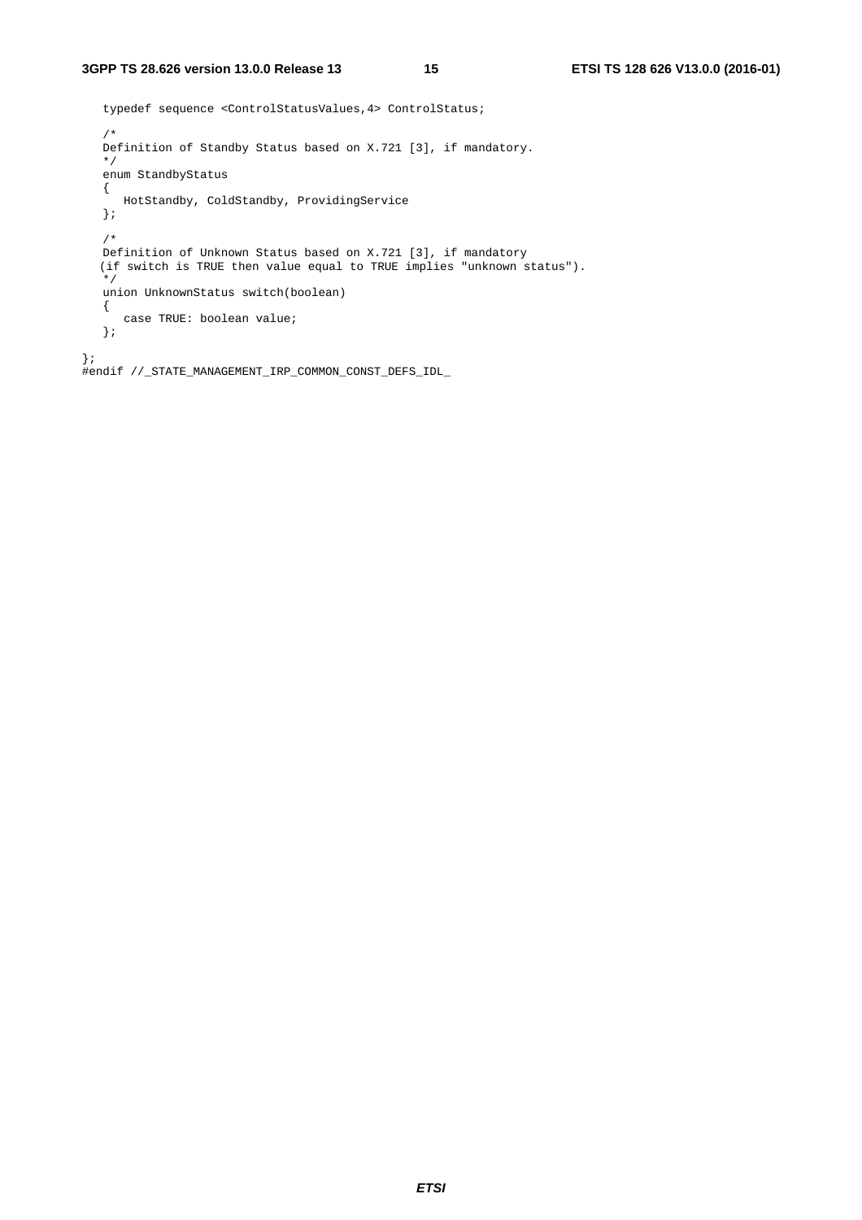```
   typedef sequence <ControlStatusValues,4> ControlStatus;

   /*
   Definition of Standby Status based on X.721 [3], if mandatory.
   */
   enum StandbyStatus
   {
      HotStandby, ColdStandby, ProvidingService
   };

   /*
   Definition of Unknown Status based on X.721 [3], if mandatory
   (if switch is TRUE then value equal to TRUE implies "unknown status").
   */
   union UnknownStatus switch(boolean)
   {
      case TRUE: boolean value;
   };

};
#endif //_STATE_MANAGEMENT_IRP_COMMON_CONST_DEFS_IDL_
```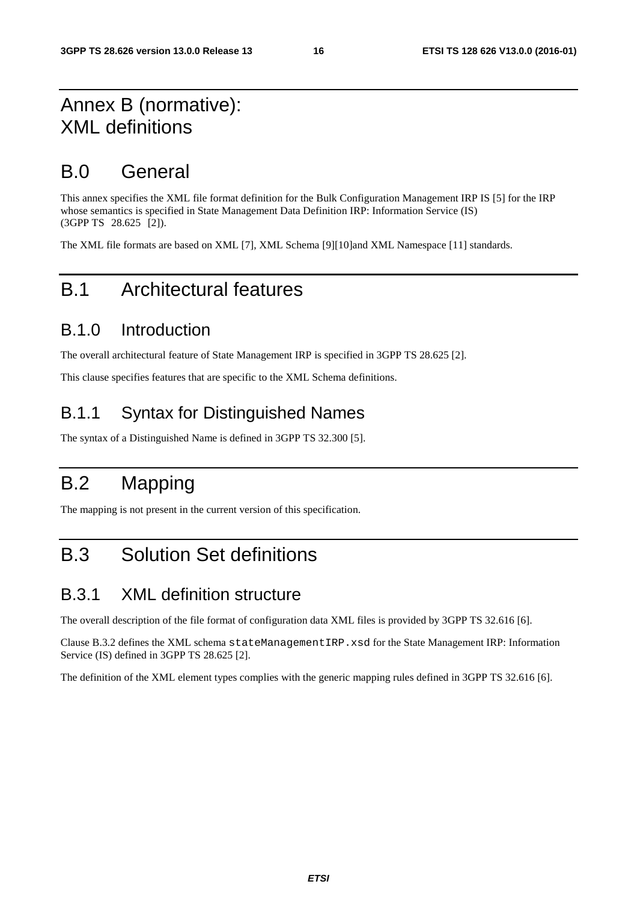# Annex B (normative): XML definitions

## B.0 General

This annex specifies the XML file format definition for the Bulk Configuration Management IRP IS [5] for the IRP whose semantics is specified in State Management Data Definition IRP: Information Service (IS) (3GPP TS 28.625 [2]).

The XML file formats are based on XML [7], XML Schema [9][10]and XML Namespace [11] standards.

## B.1 Architectural features

### B.1.0 Introduction

The overall architectural feature of State Management IRP is specified in 3GPP TS 28.625 [2].

This clause specifies features that are specific to the XML Schema definitions.

### B.1.1 Syntax for Distinguished Names

The syntax of a Distinguished Name is defined in 3GPP TS 32.300 [5].

## B.2 Mapping

The mapping is not present in the current version of this specification.

## B.3 Solution Set definitions

### B.3.1 XML definition structure

The overall description of the file format of configuration data XML files is provided by 3GPP TS 32.616 [6].

Clause B.3.2 defines the XML schema `stateManagementIRP.xsd` for the State Management IRP: Information Service (IS) defined in 3GPP TS 28.625 [2].

The definition of the XML element types complies with the generic mapping rules defined in 3GPP TS 32.616 [6].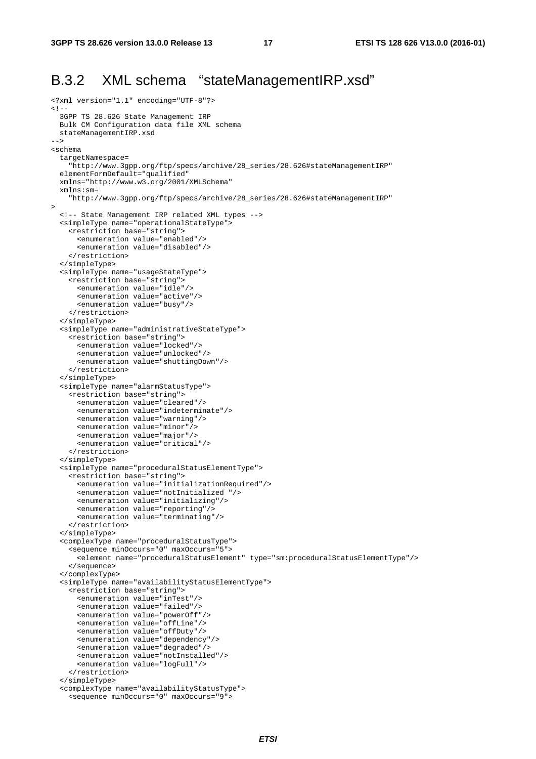## B.3.2 XML schema "stateManagementIRP.xsd"

```
<?xml version="1.1" encoding="UTF-8"?>
<!--
  3GPP TS 28.626 State Management IRP
  Bulk CM Configuration data file XML schema
  stateManagementIRP.xsd
-->
<schema
  targetNamespace=
    "http://www.3gpp.org/ftp/specs/archive/28_series/28.626#stateManagementIRP"
  elementFormDefault="qualified"
  xmlns="http://www.w3.org/2001/XMLSchema"
  xmlns:sm=
    "http://www.3gpp.org/ftp/specs/archive/28_series/28.626#stateManagementIRP"
>
  <!-- State Management IRP related XML types -->
  <simpleType name="operationalStateType">
    <restriction base="string">
      <enumeration value="enabled"/>
      <enumeration value="disabled"/>
    </restriction>
  </simpleType>
  <simpleType name="usageStateType">
    <restriction base="string">
      <enumeration value="idle"/>
      <enumeration value="active"/>
      <enumeration value="busy"/>
    </restriction>
  </simpleType>
  <simpleType name="administrativeStateType">
    <restriction base="string">
      <enumeration value="locked"/>
      <enumeration value="unlocked"/>
      <enumeration value="shuttingDown"/>
    </restriction>
  </simpleType>
  <simpleType name="alarmStatusType">
    <restriction base="string">
      <enumeration value="cleared"/>
      <enumeration value="indeterminate"/>
      <enumeration value="warning"/>
      <enumeration value="minor"/>
      <enumeration value="major"/>
      <enumeration value="critical"/>
    </restriction>
  </simpleType>
  <simpleType name="proceduralStatusElementType">
    <restriction base="string">
      <enumeration value="initializationRequired"/>
      <enumeration value="notInitialized "/>
      <enumeration value="initializing"/>
      <enumeration value="reporting"/>
      <enumeration value="terminating"/>
    </restriction>
  </simpleType>
  <complexType name="proceduralStatusType">
    <sequence minOccurs="0" maxOccurs="5">
      <element name="proceduralStatusElement" type="sm:proceduralStatusElementType"/>
    </sequence>
  </complexType>
  <simpleType name="availabilityStatusElementType">
    <restriction base="string">
      <enumeration value="inTest"/>
      <enumeration value="failed"/>
      <enumeration value="powerOff"/>
      <enumeration value="offLine"/>
      <enumeration value="offDuty"/>
      <enumeration value="dependency"/>
      <enumeration value="degraded"/>
      <enumeration value="notInstalled"/>
      <enumeration value="logFull"/>
    </restriction>
  </simpleType>
  <complexType name="availabilityStatusType">
    <sequence minOccurs="0" maxOccurs="9">
```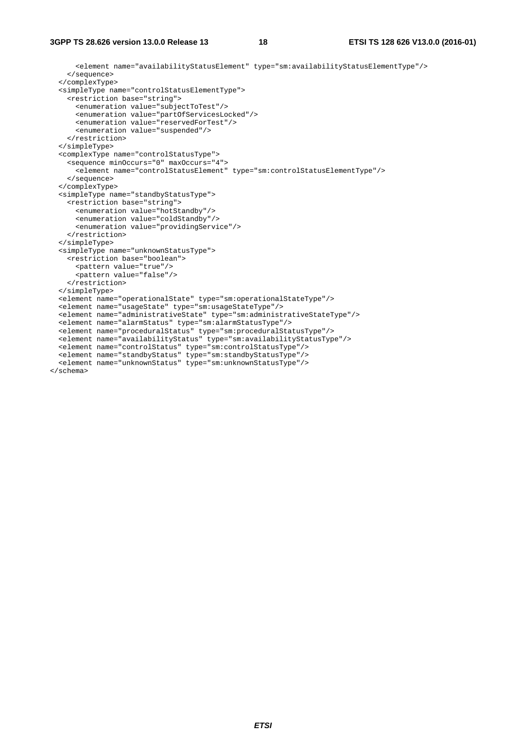```
      <element name="availabilityStatusElement" type="sm:availabilityStatusElementType"/>
    </sequence>
  </complexType>
  <simpleType name="controlStatusElementType">
    <restriction base="string">
      <enumeration value="subjectToTest"/>
      <enumeration value="partOfServicesLocked"/>
      <enumeration value="reservedForTest"/>
      <enumeration value="suspended"/>
    </restriction>
  </simpleType>
  <complexType name="controlStatusType">
    <sequence minOccurs="0" maxOccurs="4">
      <element name="controlStatusElement" type="sm:controlStatusElementType"/>
    </sequence>
  </complexType>
  <simpleType name="standbyStatusType">
    <restriction base="string">
      <enumeration value="hotStandby"/>
      <enumeration value="coldStandby"/>
      <enumeration value="providingService"/>
    </restriction>
  </simpleType>
  <simpleType name="unknownStatusType">
    <restriction base="boolean">
      <pattern value="true"/>
      <pattern value="false"/>
    </restriction>
  </simpleType>
  <element name="operationalState" type="sm:operationalStateType"/>
  <element name="usageState" type="sm:usageStateType"/>
  <element name="administrativeState" type="sm:administrativeStateType"/>
  <element name="alarmStatus" type="sm:alarmStatusType"/>
  <element name="proceduralStatus" type="sm:proceduralStatusType"/>
  <element name="availabilityStatus" type="sm:availabilityStatusType"/>
  <element name="controlStatus" type="sm:controlStatusType"/>
  <element name="standbyStatus" type="sm:standbyStatusType"/>
  <element name="unknownStatus" type="sm:unknownStatusType"/>
</schema>
```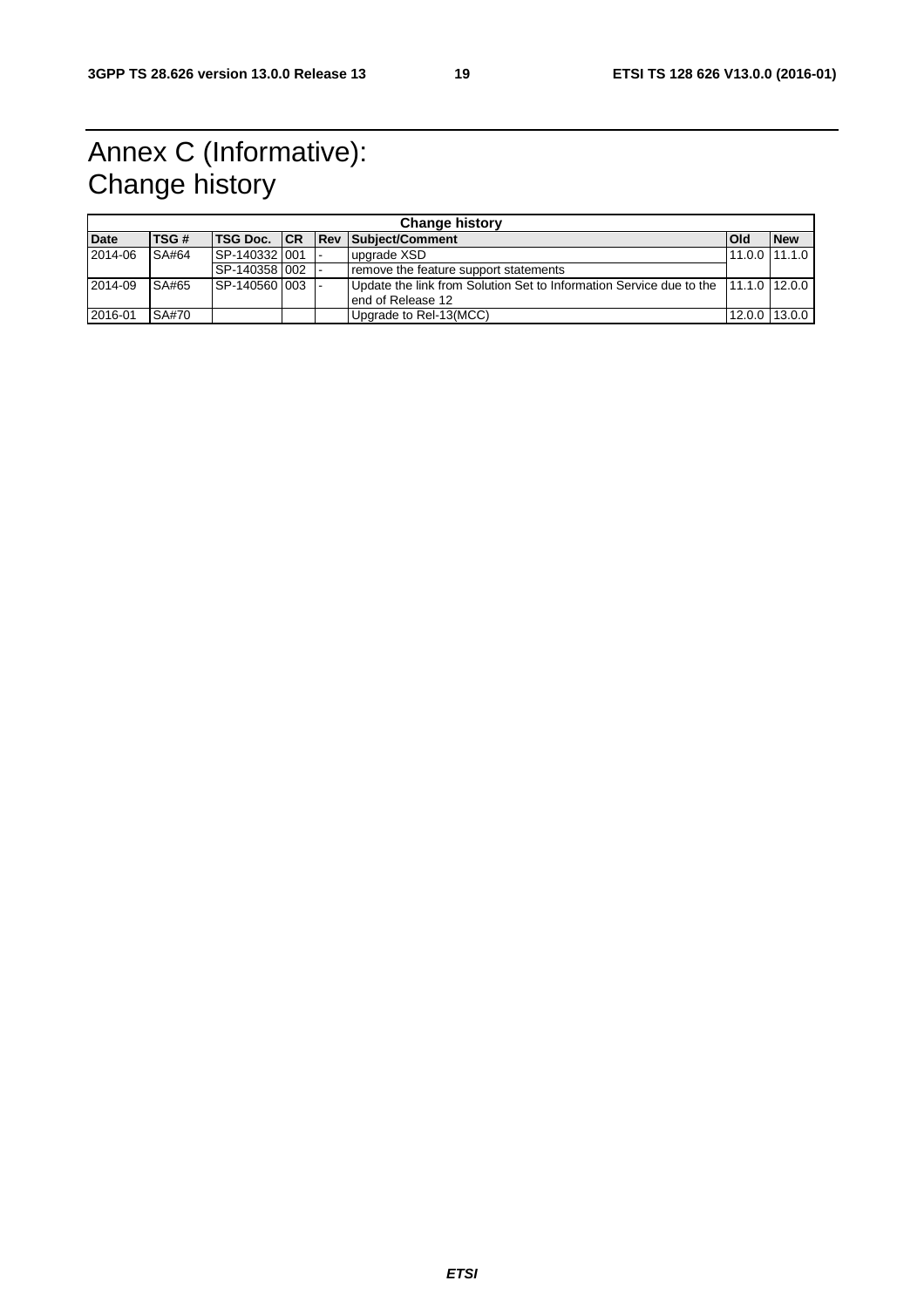# Annex C (Informative): Change history

| Change history | | | | | | | |
|---|---|---|---|---|---|---|---|
| **Date** | **TSG #** | **TSG Doc.** | **CR** | **Rev** | **Subject/Comment** | **Old** | **New** |
| 2014-06 | SA#64 | SP-140332 | 001 | - | upgrade XSD | 11.0.0 | 11.1.0 |
| | | SP-140358 | 002 | - | remove the feature support statements | | |
| 2014-09 | SA#65 | SP-140560 | 003 | - | Update the link from Solution Set to Information Service due to the end of Release 12 | 11.1.0 | 12.0.0 |
| 2016-01 | SA#70 | | | | Upgrade to Rel-13(MCC) | 12.0.0 | 13.0.0 |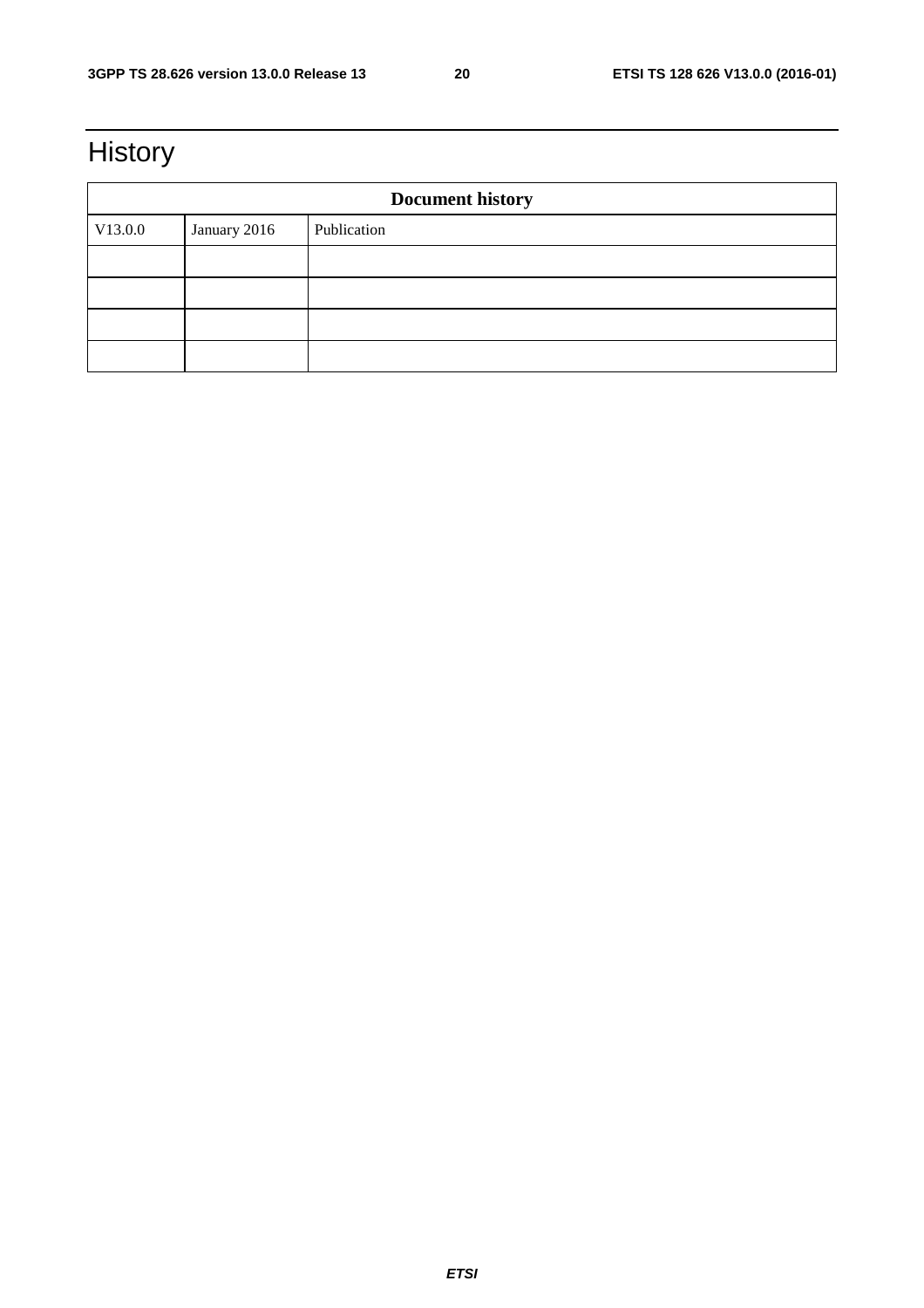# History

| Document history | | |
|---|---|---|
| V13.0.0 | January 2016 | Publication |
| | | |
| | | |
| | | |
| | | |